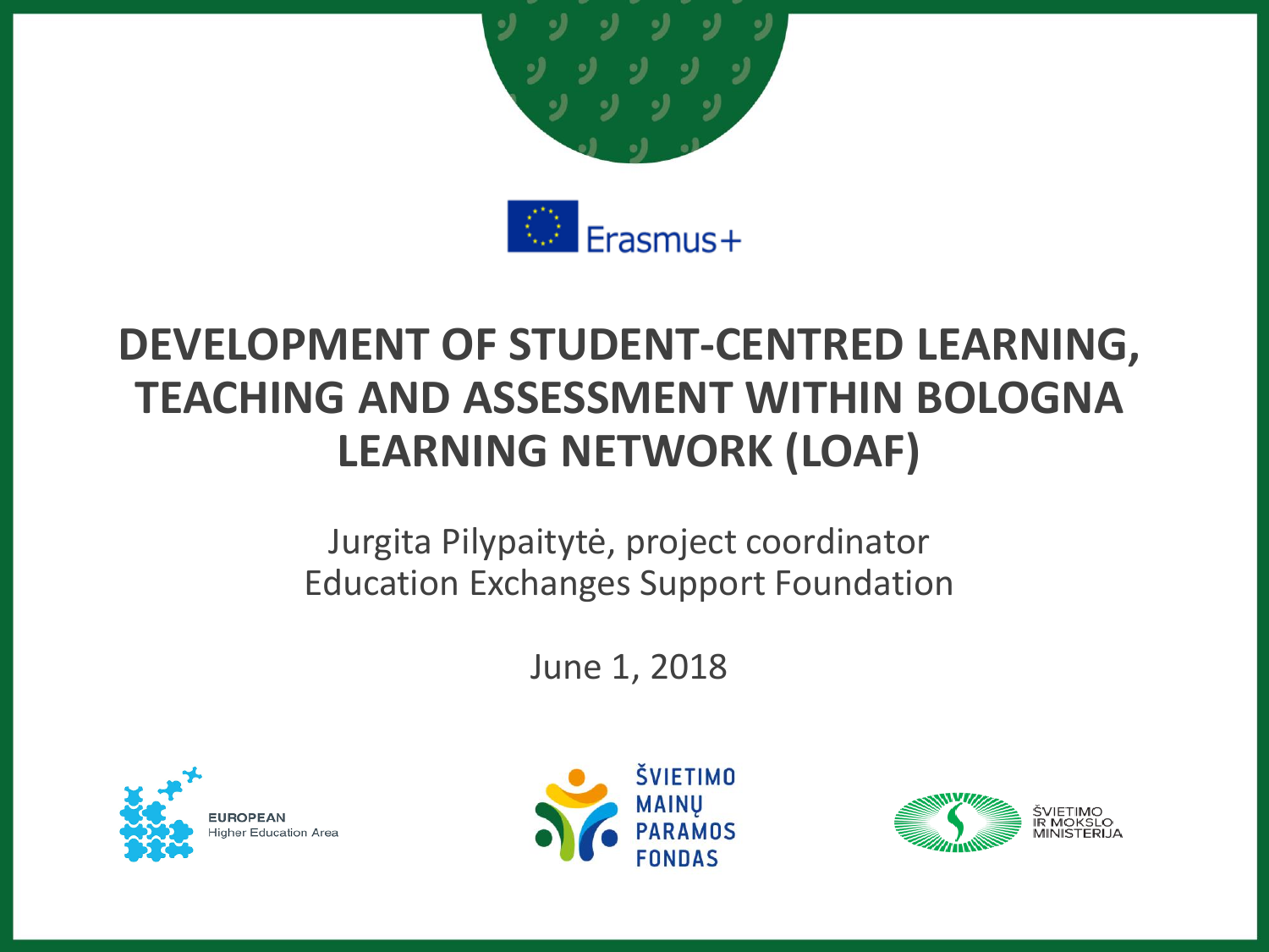Erasmus+

# DEVELOPMENT OF STUDENT-CENTRED LEARNING, TEACHING AND ASSESSMENT WITHIN BOLOGNA LEARNING NETWORK (LOAF)

Jurgita Pilypaitytė, project coordinator
Education Exchanges Support Foundation

June 1, 2018

EUROPEAN Higher Education Area

ŠVIETIMO MAINŲ PARAMOS FONDAS

ŠVIETIMO IR MOKSLO MINISTERIJA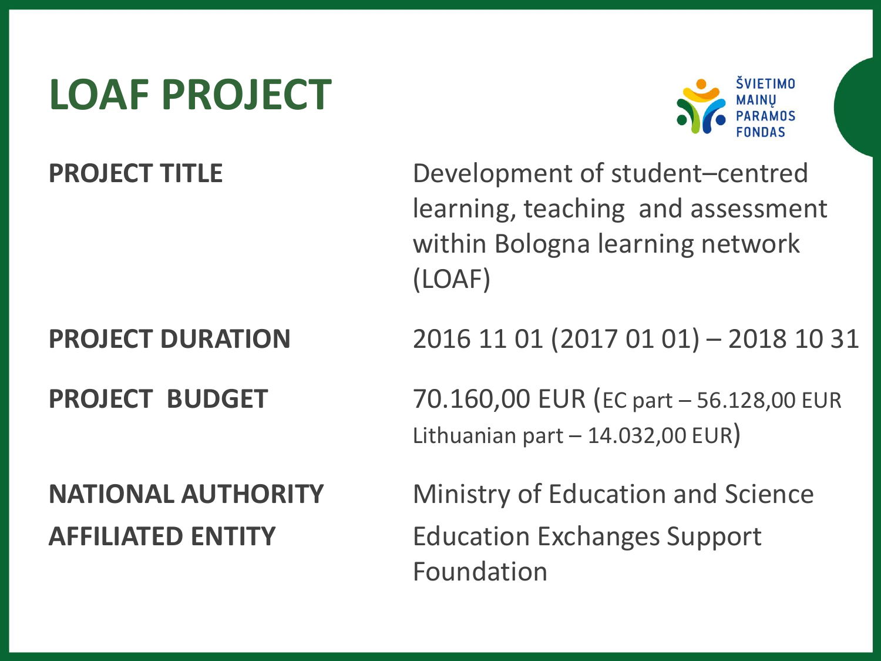# LOAF PROJECT

ŠVIETIMO MAINŲ PARAMOS FONDAS

| | |
|---|---|
| **PROJECT TITLE** | Development of student–centred learning, teaching and assessment within Bologna learning network (LOAF) |
| **PROJECT DURATION** | 2016 11 01 (2017 01 01) – 2018 10 31 |
| **PROJECT BUDGET** | 70.160,00 EUR (EC part – 56.128,00 EUR Lithuanian part – 14.032,00 EUR) |
| **NATIONAL AUTHORITY** | Ministry of Education and Science |
| **AFFILIATED ENTITY** | Education Exchanges Support Foundation |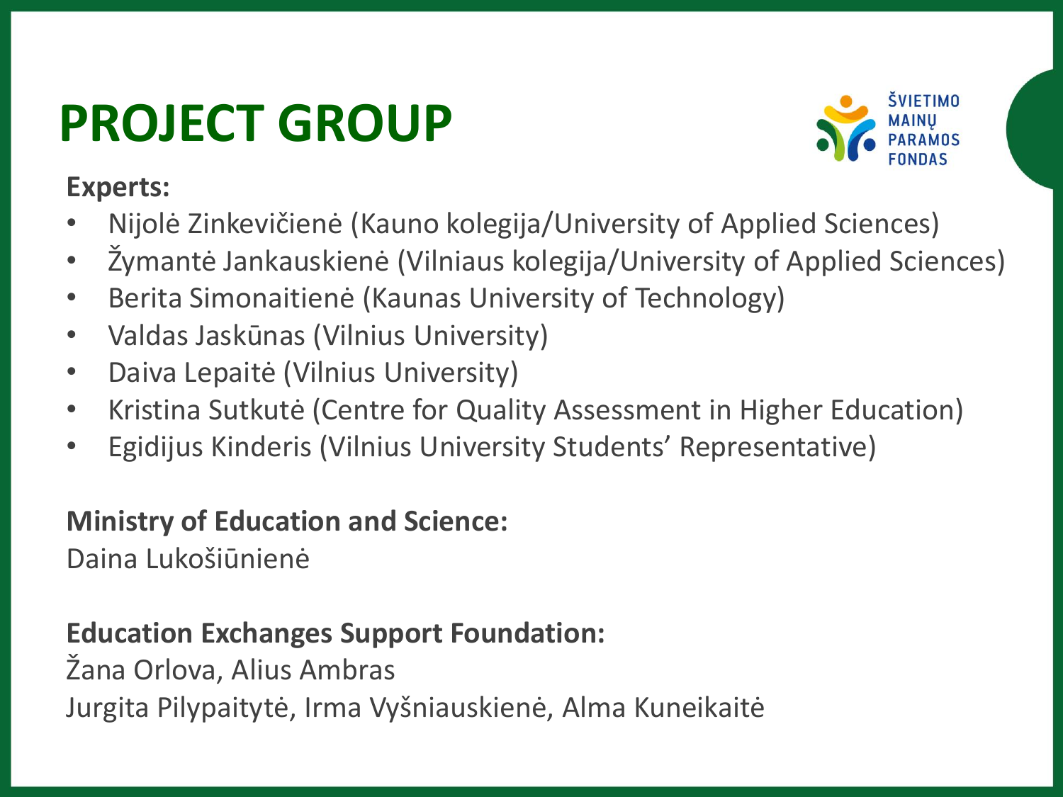# PROJECT GROUP

ŠVIETIMO MAINŲ PARAMOS FONDAS

**Experts:**

- Nijolė Zinkevičienė (Kauno kolegija/University of Applied Sciences)
- Žymantė Jankauskienė (Vilniaus kolegija/University of Applied Sciences)
- Berita Simonaitienė (Kaunas University of Technology)
- Valdas Jaskūnas (Vilnius University)
- Daiva Lepaitė (Vilnius University)
- Kristina Sutkutė (Centre for Quality Assessment in Higher Education)
- Egidijus Kinderis (Vilnius University Students' Representative)

**Ministry of Education and Science:**

Daina Lukošiūnienė

**Education Exchanges Support Foundation:**

Žana Orlova, Alius Ambras

Jurgita Pilypaitytė, Irma Vyšniauskienė, Alma Kuneikaitė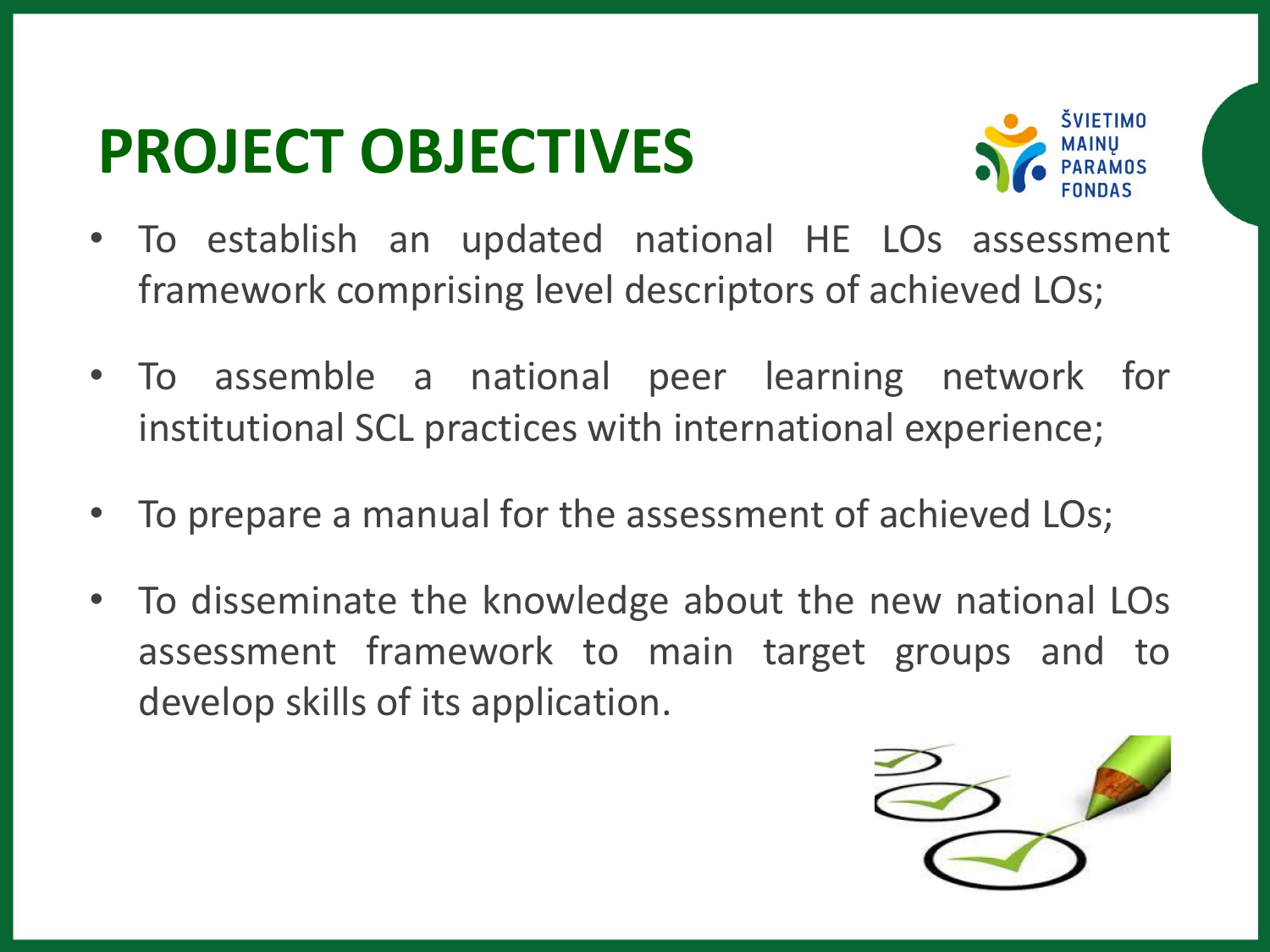# PROJECT OBJECTIVES

- To establish an updated national HE LOs assessment framework comprising level descriptors of achieved LOs;
- To assemble a national peer learning network for institutional SCL practices with international experience;
- To prepare a manual for the assessment of achieved LOs;
- To disseminate the knowledge about the new national LOs assessment framework to main target groups and to develop skills of its application.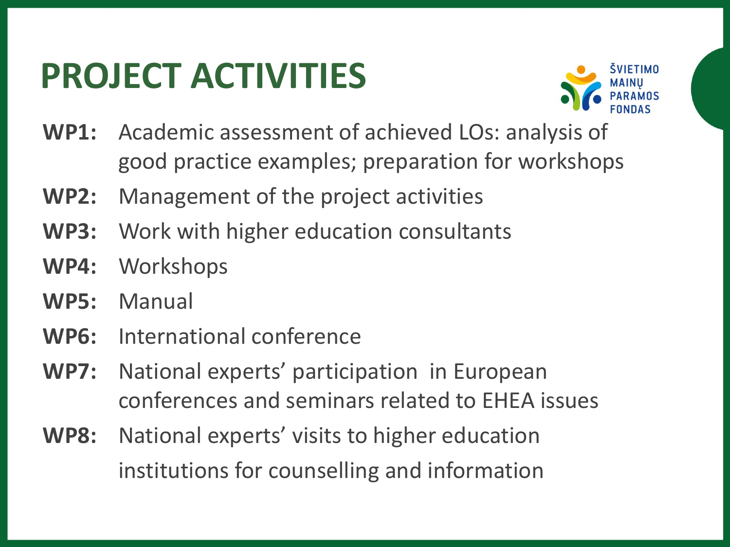# PROJECT ACTIVITIES

ŠVIETIMO MAINŲ PARAMOS FONDAS

- **WP1:** Academic assessment of achieved LOs: analysis of good practice examples; preparation for workshops
- **WP2:** Management of the project activities
- **WP3:** Work with higher education consultants
- **WP4:** Workshops
- **WP5:** Manual
- **WP6:** International conference
- **WP7:** National experts' participation in European conferences and seminars related to EHEA issues
- **WP8:** National experts' visits to higher education institutions for counselling and information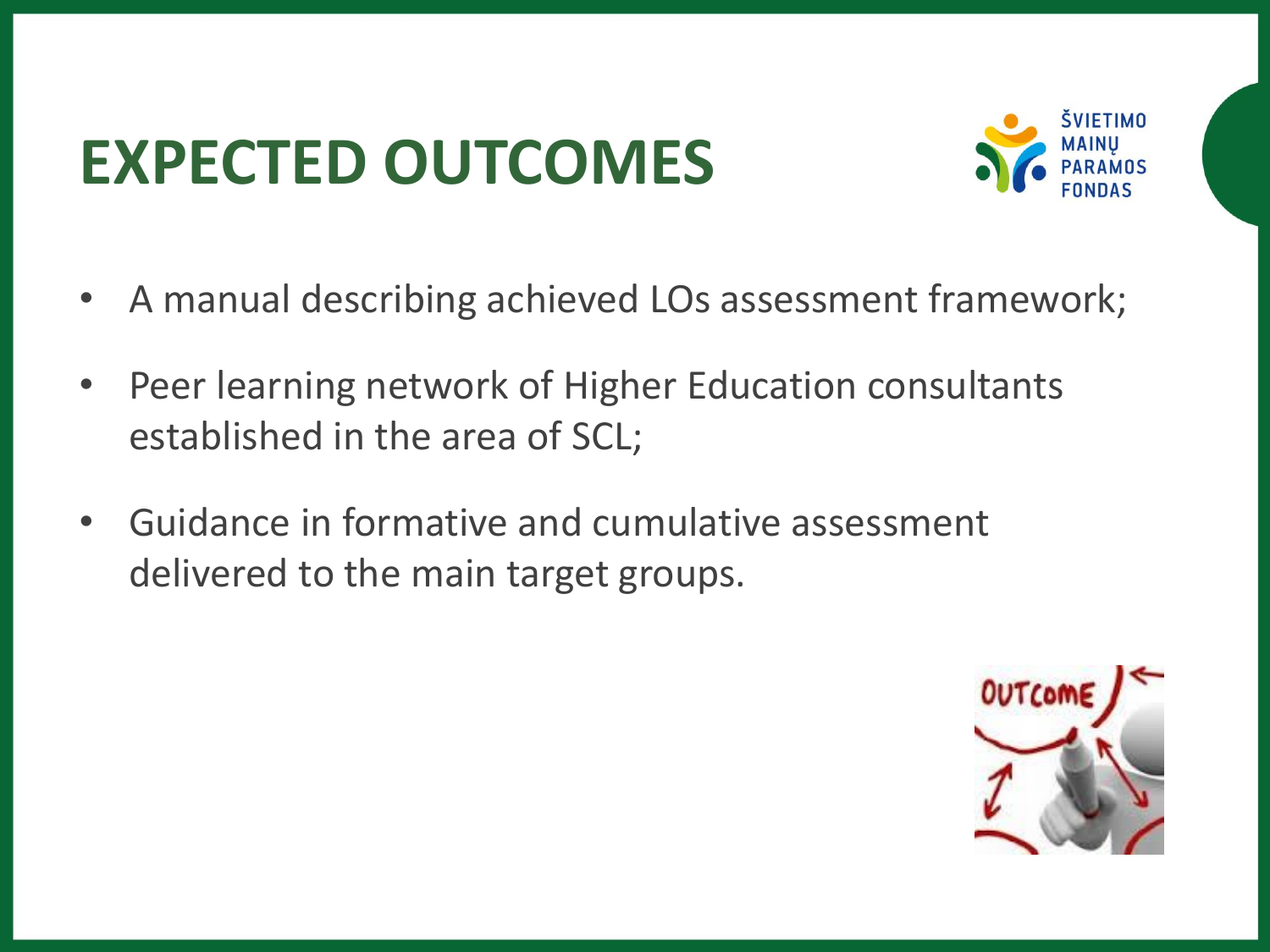# EXPECTED OUTCOMES

- A manual describing achieved LOs assessment framework;
- Peer learning network of Higher Education consultants established in the area of SCL;
- Guidance in formative and cumulative assessment delivered to the main target groups.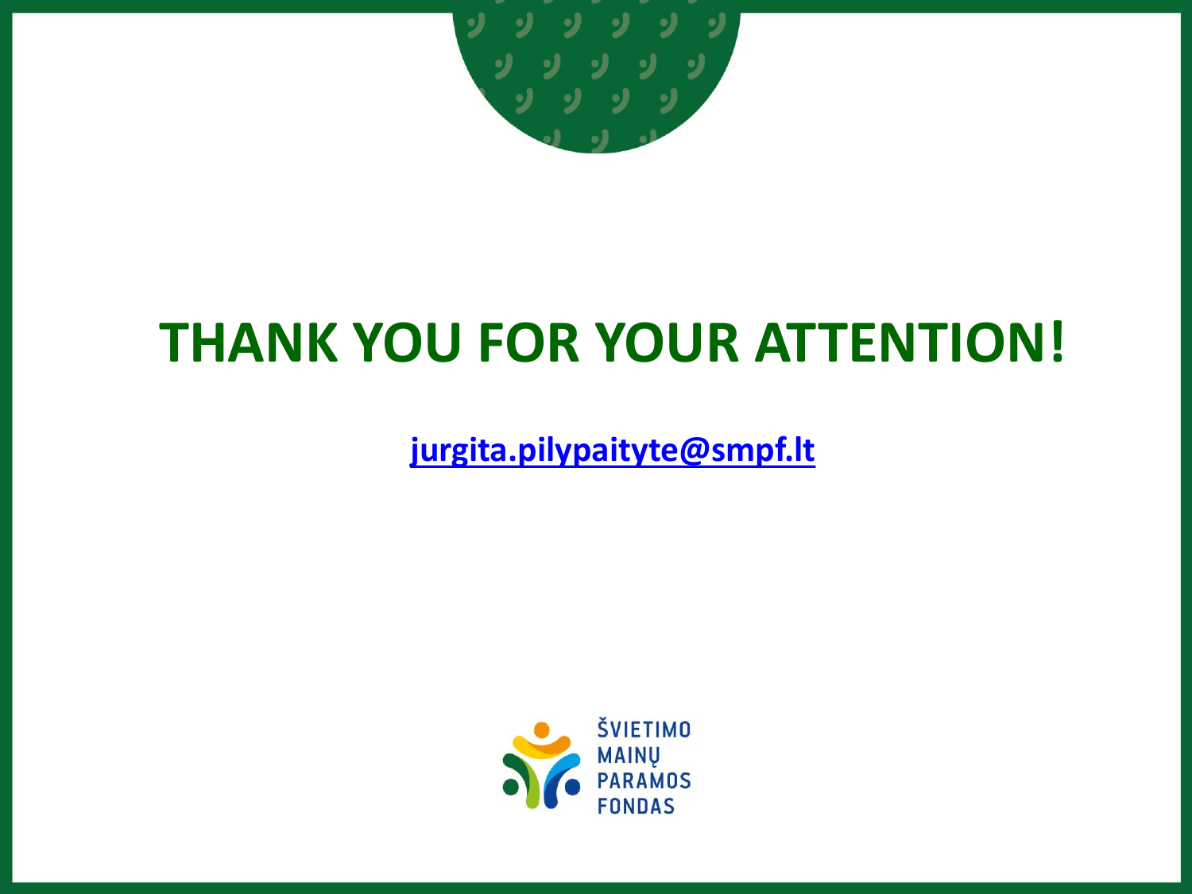# THANK YOU FOR YOUR ATTENTION!

jurgita.pilypaityte@smpf.lt

ŠVIETIMO
MAINŲ
PARAMOS
FONDAS